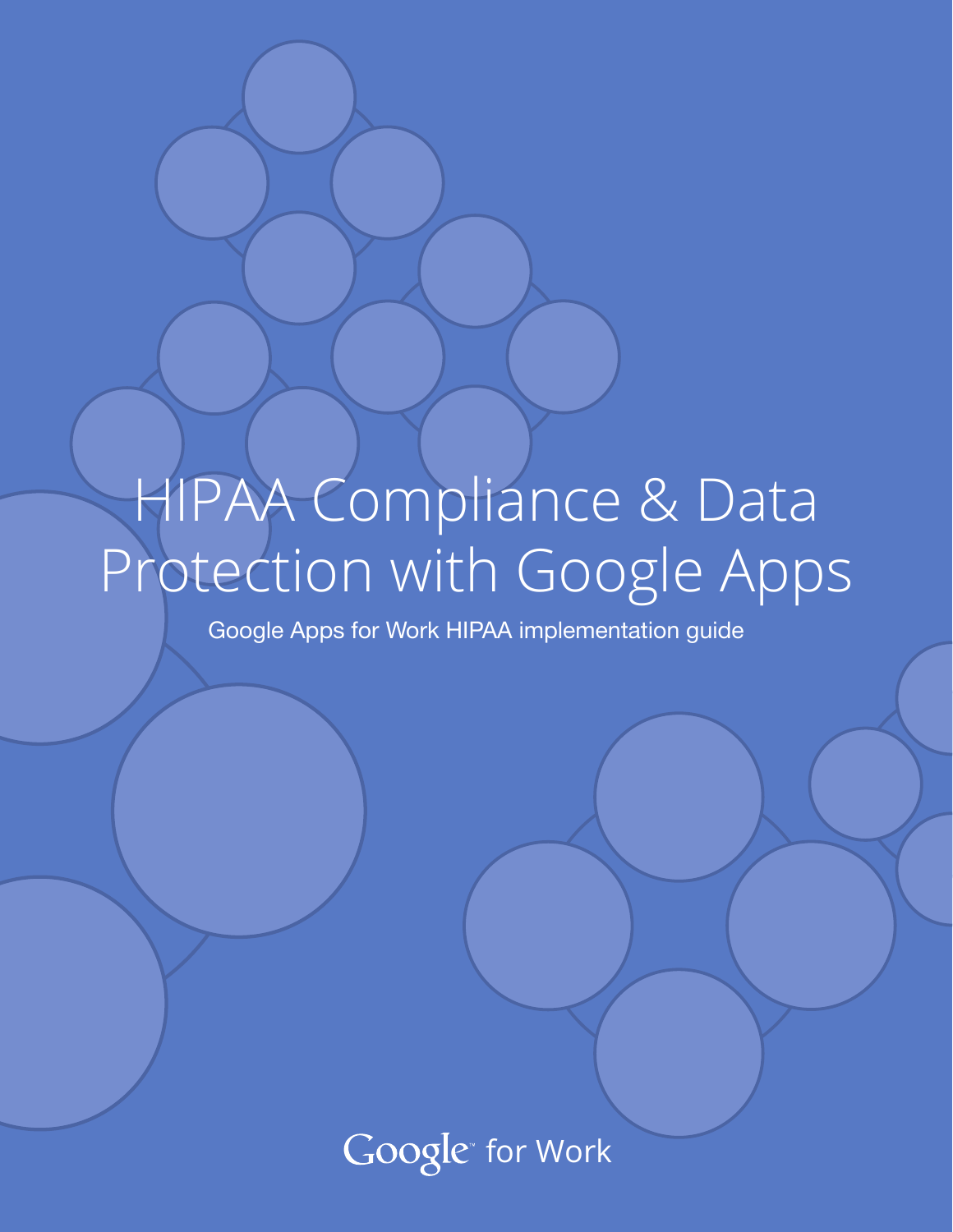# HIPAA Compliance & Data Protection with Google Apps

Google Apps for Work HIPAA implementation guide

Google™ for Work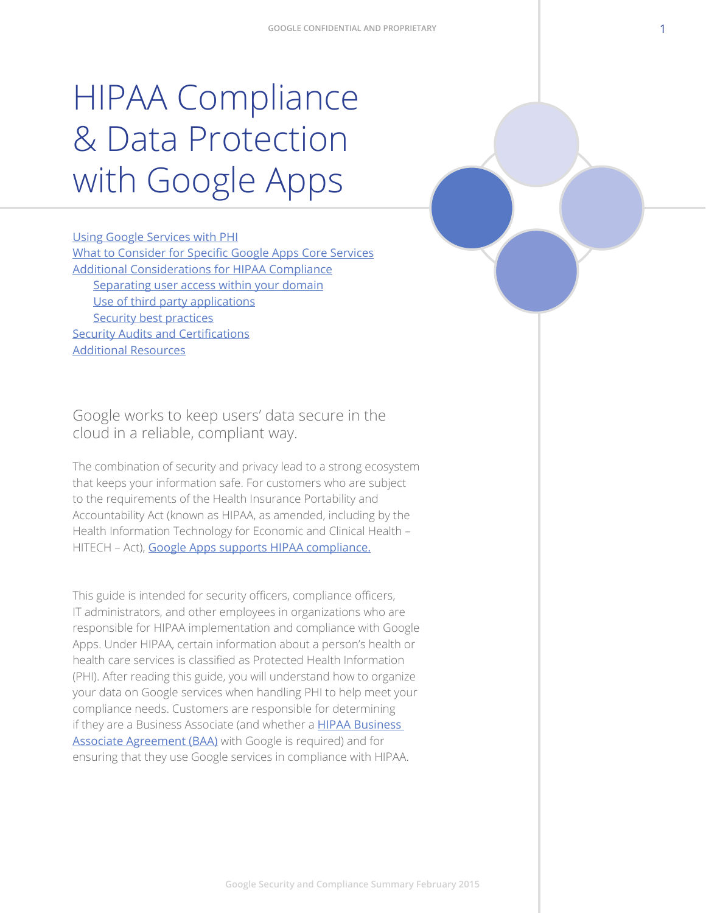# HIPAA Compliance & Data Protection with Google Apps

[Using Google Services with PHI](#)
[What to Consider for Specific Google Apps Core Services](#)
[Additional Considerations for HIPAA Compliance](#)
- [Separating user access within your domain](#)
- [Use of third party applications](#)
- [Security best practices](#)

[Security Audits and Certifications](#)
[Additional Resources](#)

## Google works to keep users' data secure in the cloud in a reliable, compliant way.

The combination of security and privacy lead to a strong ecosystem that keeps your information safe. For customers who are subject to the requirements of the Health Insurance Portability and Accountability Act (known as HIPAA, as amended, including by the Health Information Technology for Economic and Clinical Health – HITECH – Act), [Google Apps supports HIPAA compliance.](#)

This guide is intended for security officers, compliance officers, IT administrators, and other employees in organizations who are responsible for HIPAA implementation and compliance with Google Apps. Under HIPAA, certain information about a person's health or health care services is classified as Protected Health Information (PHI). After reading this guide, you will understand how to organize your data on Google services when handling PHI to help meet your compliance needs. Customers are responsible for determining if they are a Business Associate (and whether a [HIPAA Business Associate Agreement (BAA)](#) with Google is required) and for ensuring that they use Google services in compliance with HIPAA.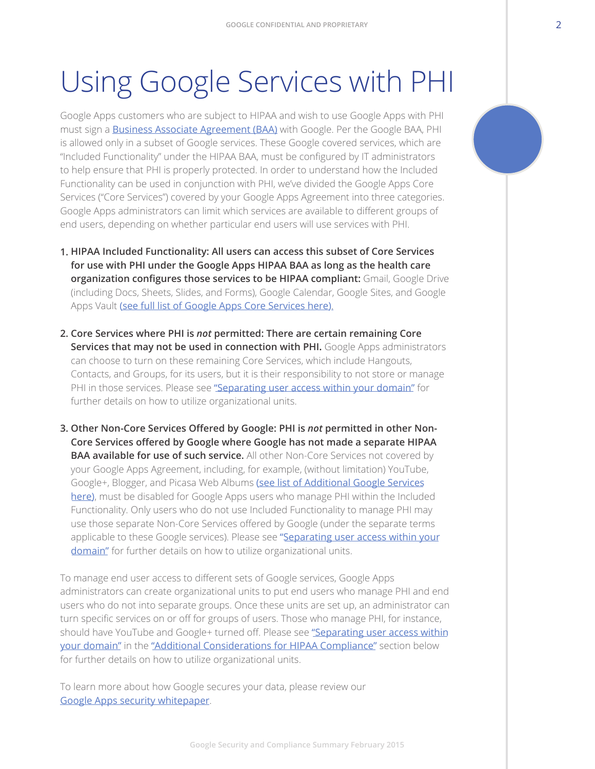# Using Google Services with PHI

Google Apps customers who are subject to HIPAA and wish to use Google Apps with PHI must sign a [Business Associate Agreement (BAA)]() with Google. Per the Google BAA, PHI is allowed only in a subset of Google services. These Google covered services, which are "Included Functionality" under the HIPAA BAA, must be configured by IT administrators to help ensure that PHI is properly protected. In order to understand how the Included Functionality can be used in conjunction with PHI, we've divided the Google Apps Core Services ("Core Services") covered by your Google Apps Agreement into three categories. Google Apps administrators can limit which services are available to different groups of end users, depending on whether particular end users will use services with PHI.

1. **HIPAA Included Functionality: All users can access this subset of Core Services for use with PHI under the Google Apps HIPAA BAA as long as the health care organization configures those services to be HIPAA compliant:** Gmail, Google Drive (including Docs, Sheets, Slides, and Forms), Google Calendar, Google Sites, and Google Apps Vault [(see full list of Google Apps Core Services here).]()

2. **Core Services where PHI is *not* permitted: There are certain remaining Core Services that may not be used in connection with PHI.** Google Apps administrators can choose to turn on these remaining Core Services, which include Hangouts, Contacts, and Groups, for its users, but it is their responsibility to not store or manage PHI in those services. Please see ["Separating user access within your domain"]() for further details on how to utilize organizational units.

3. **Other Non-Core Services Offered by Google: PHI is *not* permitted in other Non-Core Services offered by Google where Google has not made a separate HIPAA BAA available for use of such service.** All other Non-Core Services not covered by your Google Apps Agreement, including, for example, (without limitation) YouTube, Google+, Blogger, and Picasa Web Albums [(see list of Additional Google Services here)](), must be disabled for Google Apps users who manage PHI within the Included Functionality. Only users who do not use Included Functionality to manage PHI may use those separate Non-Core Services offered by Google (under the separate terms applicable to these Google services). Please see ["Separating user access within your domain"]() for further details on how to utilize organizational units.

To manage end user access to different sets of Google services, Google Apps administrators can create organizational units to put end users who manage PHI and end users who do not into separate groups. Once these units are set up, an administrator can turn specific services on or off for groups of users. Those who manage PHI, for instance, should have YouTube and Google+ turned off. Please see ["Separating user access within your domain"]() in the ["Additional Considerations for HIPAA Compliance"]() section below for further details on how to utilize organizational units.

To learn more about how Google secures your data, please review our [Google Apps security whitepaper]().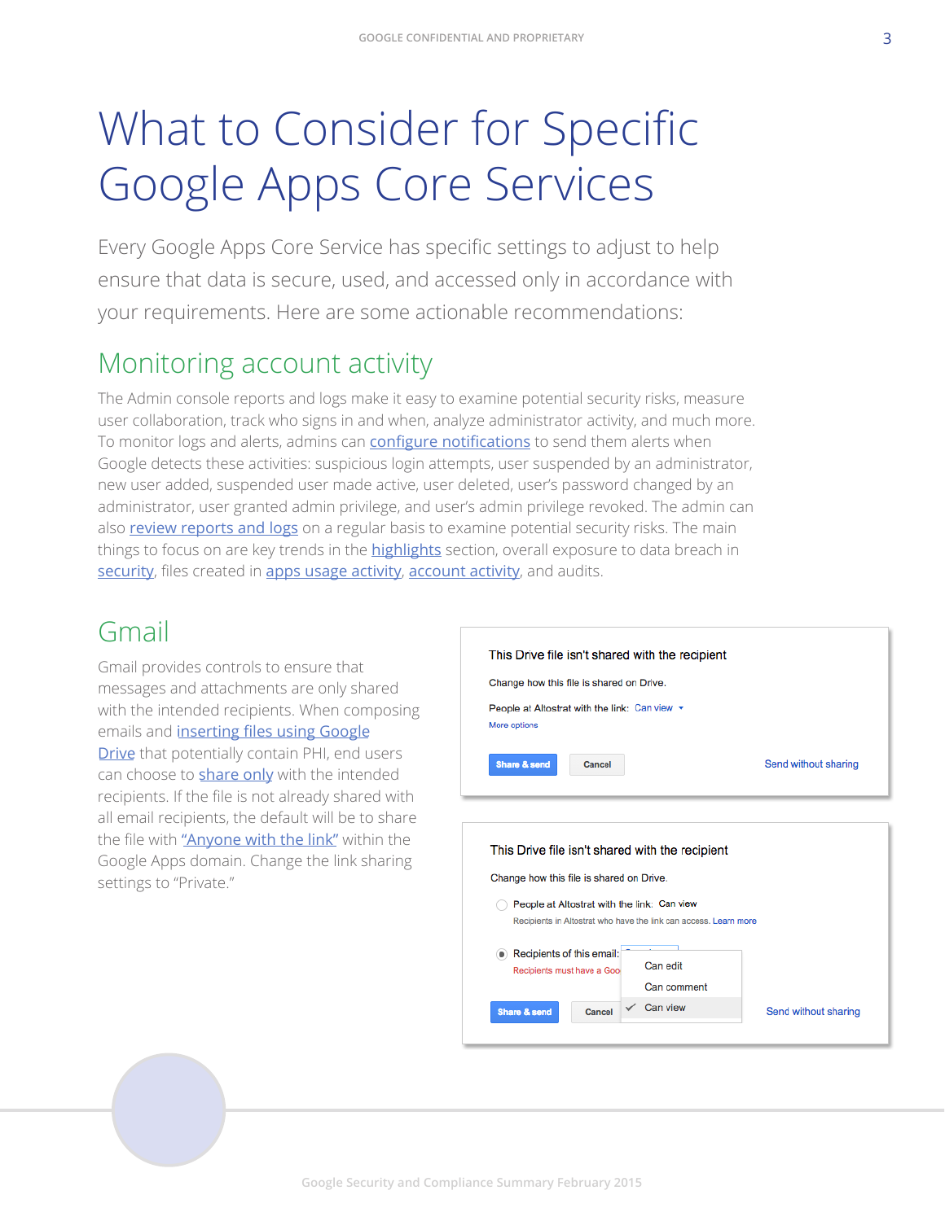# What to Consider for Specific Google Apps Core Services

Every Google Apps Core Service has specific settings to adjust to help ensure that data is secure, used, and accessed only in accordance with your requirements. Here are some actionable recommendations:

## Monitoring account activity

The Admin console reports and logs make it easy to examine potential security risks, measure user collaboration, track who signs in and when, analyze administrator activity, and much more. To monitor logs and alerts, admins can configure notifications to send them alerts when Google detects these activities: suspicious login attempts, user suspended by an administrator, new user added, suspended user made active, user deleted, user's password changed by an administrator, user granted admin privilege, and user's admin privilege revoked. The admin can also review reports and logs on a regular basis to examine potential security risks. The main things to focus on are key trends in the highlights section, overall exposure to data breach in security, files created in apps usage activity, account activity, and audits.

## Gmail

Gmail provides controls to ensure that messages and attachments are only shared with the intended recipients. When composing emails and inserting files using Google Drive that potentially contain PHI, end users can choose to share only with the intended recipients. If the file is not already shared with all email recipients, the default will be to share the file with "Anyone with the link" within the Google Apps domain. Change the link sharing settings to "Private."

This Drive file isn't shared with the recipient

Change how this file is shared on Drive.

People at Altostrat with the link: Can view

More options

Share & send | Cancel | Send without sharing

This Drive file isn't shared with the recipient

Change how this file is shared on Drive.

People at Altostrat with the link: Can view

Recipients in Altostrat who have the link can access. Learn more

Recipients of this email:

Recipients must have a Goo

Can edit

Can comment

Can view

Share & send | Cancel | Send without sharing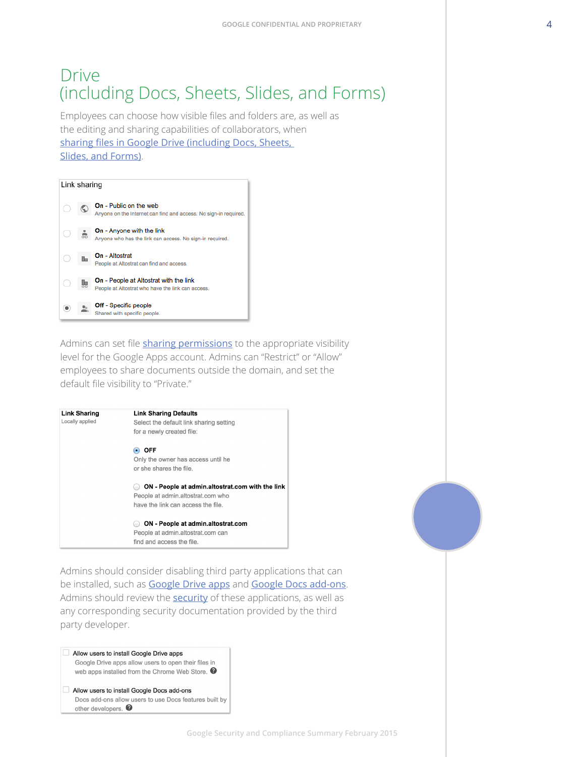# Drive (including Docs, Sheets, Slides, and Forms)

Employees can choose how visible files and folders are, as well as the editing and sharing capabilities of collaborators, when sharing files in Google Drive (including Docs, Sheets, Slides, and Forms).

Link sharing

- **On** - Public on the web
  Anyone on the Internet can find and access. No sign-in required.
- **On** - Anyone with the link
  Anyone who has the link can access. No sign-in required.
- **On** - Altostrat
  People at Altostrat can find and access.
- **On** - People at Altostrat with the link
  People at Altostrat who have the link can access.
- **Off** - Specific people
  Shared with specific people.

Admins can set file sharing permissions to the appropriate visibility level for the Google Apps account. Admins can "Restrict" or "Allow" employees to share documents outside the domain, and set the default file visibility to "Private."

**Link Sharing**
Locally applied

**Link Sharing Defaults**
Select the default link sharing setting for a newly created file:

- **OFF**
  Only the owner has access until he or she shares the file.
- **ON - People at admin.altostrat.com with the link**
  People at admin.altostrat.com who have the link can access the file.
- **ON - People at admin.altostrat.com**
  People at admin.altostrat.com can find and access the file.

Admins should consider disabling third party applications that can be installed, such as Google Drive apps and Google Docs add-ons. Admins should review the security of these applications, as well as any corresponding security documentation provided by the third party developer.

- Allow users to install Google Drive apps
  Google Drive apps allow users to open their files in web apps installed from the Chrome Web Store.
- Allow users to install Google Docs add-ons
  Docs add-ons allow users to use Docs features built by other developers.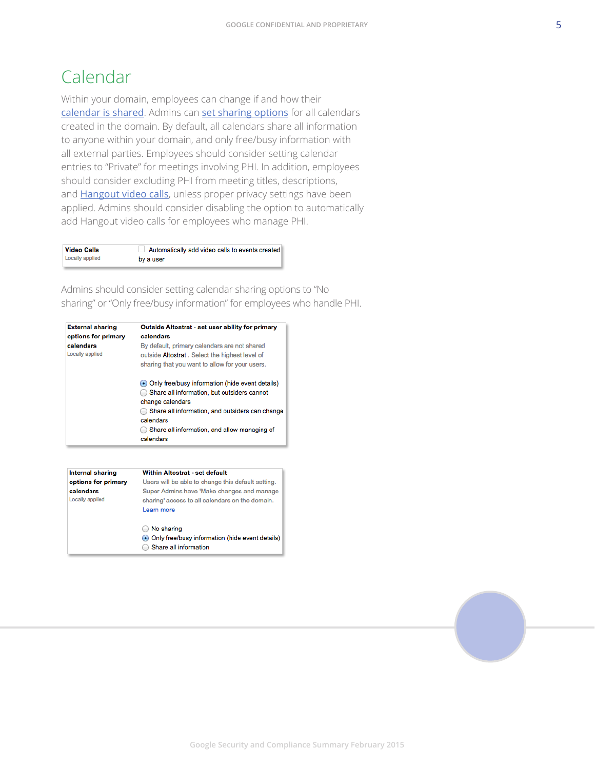# Calendar

Within your domain, employees can change if and how their calendar is shared. Admins can set sharing options for all calendars created in the domain. By default, all calendars share all information to anyone within your domain, and only free/busy information with all external parties. Employees should consider setting calendar entries to "Private" for meetings involving PHI. In addition, employees should consider excluding PHI from meeting titles, descriptions, and Hangout video calls, unless proper privacy settings have been applied. Admins should consider disabling the option to automatically add Hangout video calls for employees who manage PHI.

| **Video Calls**<br>Locally applied | ☐ Automatically add video calls to events created by a user |
| --- | --- |

Admins should consider setting calendar sharing options to "No sharing" or "Only free/busy information" for employees who handle PHI.

| **External sharing options for primary calendars**<br>Locally applied | **Outside Altostrat - set user ability for primary calendars**<br>By default, primary calendars are not shared outside Altostrat . Select the highest level of sharing that you want to allow for your users.<br><br>◉ Only free/busy information (hide event details)<br>○ Share all information, but outsiders cannot change calendars<br>○ Share all information, and outsiders can change calendars<br>○ Share all information, and allow managing of calendars |
| --- | --- |

| **Internal sharing options for primary calendars**<br>Locally applied | **Within Altostrat - set default**<br>Users will be able to change this default setting. Super Admins have 'Make changes and manage sharing' access to all calendars on the domain. Learn more<br><br>○ No sharing<br>◉ Only free/busy information (hide event details)<br>○ Share all information |
| --- | --- |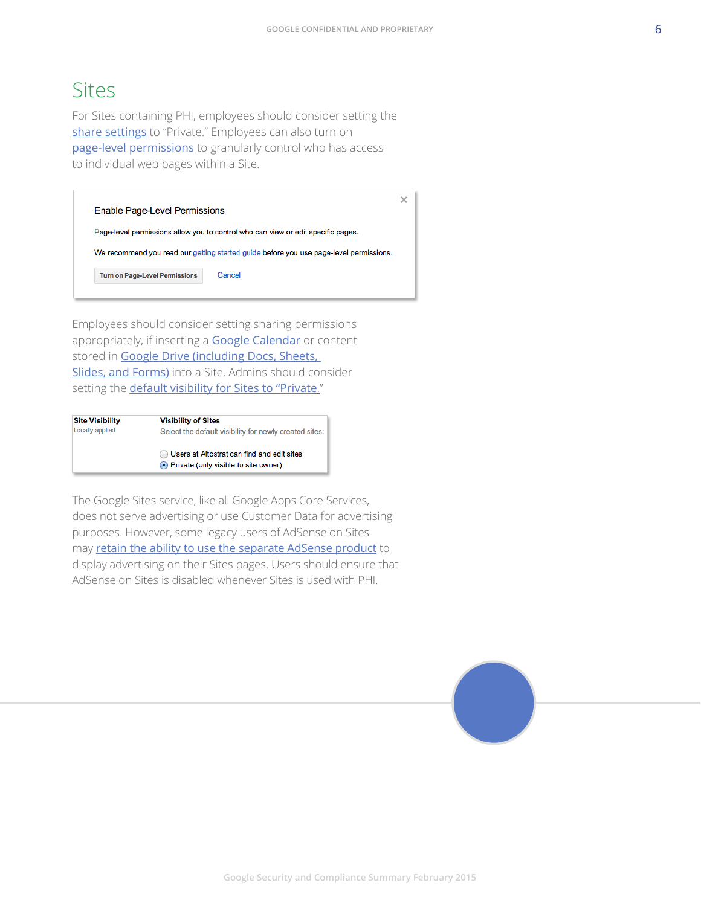# Sites

For Sites containing PHI, employees should consider setting the share settings to "Private." Employees can also turn on page-level permissions to granularly control who has access to individual web pages within a Site.

Enable Page-Level Permissions

Page-level permissions allow you to control who can view or edit specific pages.

We recommend you read our getting started guide before you use page-level permissions.

Turn on Page-Level Permissions Cancel

Employees should consider setting sharing permissions appropriately, if inserting a Google Calendar or content stored in Google Drive (including Docs, Sheets, Slides, and Forms) into a Site. Admins should consider setting the default visibility for Sites to "Private."

**Site Visibility**
Locally applied

**Visibility of Sites**
Select the default visibility for newly created sites:

- Users at Altostrat can find and edit sites
- Private (only visible to site owner)

The Google Sites service, like all Google Apps Core Services, does not serve advertising or use Customer Data for advertising purposes. However, some legacy users of AdSense on Sites may retain the ability to use the separate AdSense product to display advertising on their Sites pages. Users should ensure that AdSense on Sites is disabled whenever Sites is used with PHI.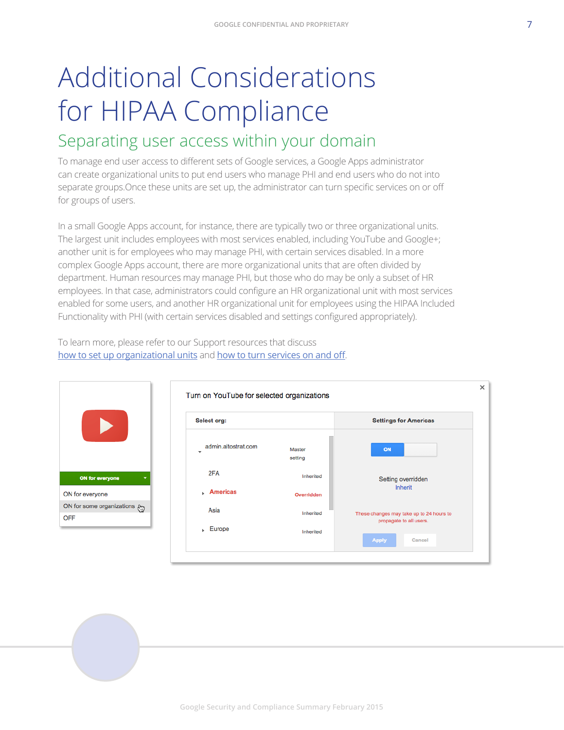# Additional Considerations for HIPAA Compliance

## Separating user access within your domain

To manage end user access to different sets of Google services, a Google Apps administrator can create organizational units to put end users who manage PHI and end users who do not into separate groups.Once these units are set up, the administrator can turn specific services on or off for groups of users.

In a small Google Apps account, for instance, there are typically two or three organizational units. The largest unit includes employees with most services enabled, including YouTube and Google+; another unit is for employees who may manage PHI, with certain services disabled. In a more complex Google Apps account, there are more organizational units that are often divided by department. Human resources may manage PHI, but those who do may be only a subset of HR employees. In that case, administrators could configure an HR organizational unit with most services enabled for some users, and another HR organizational unit for employees using the HIPAA Included Functionality with PHI (with certain services disabled and settings configured appropriately).

To learn more, please refer to our Support resources that discuss how to set up organizational units and how to turn services on and off.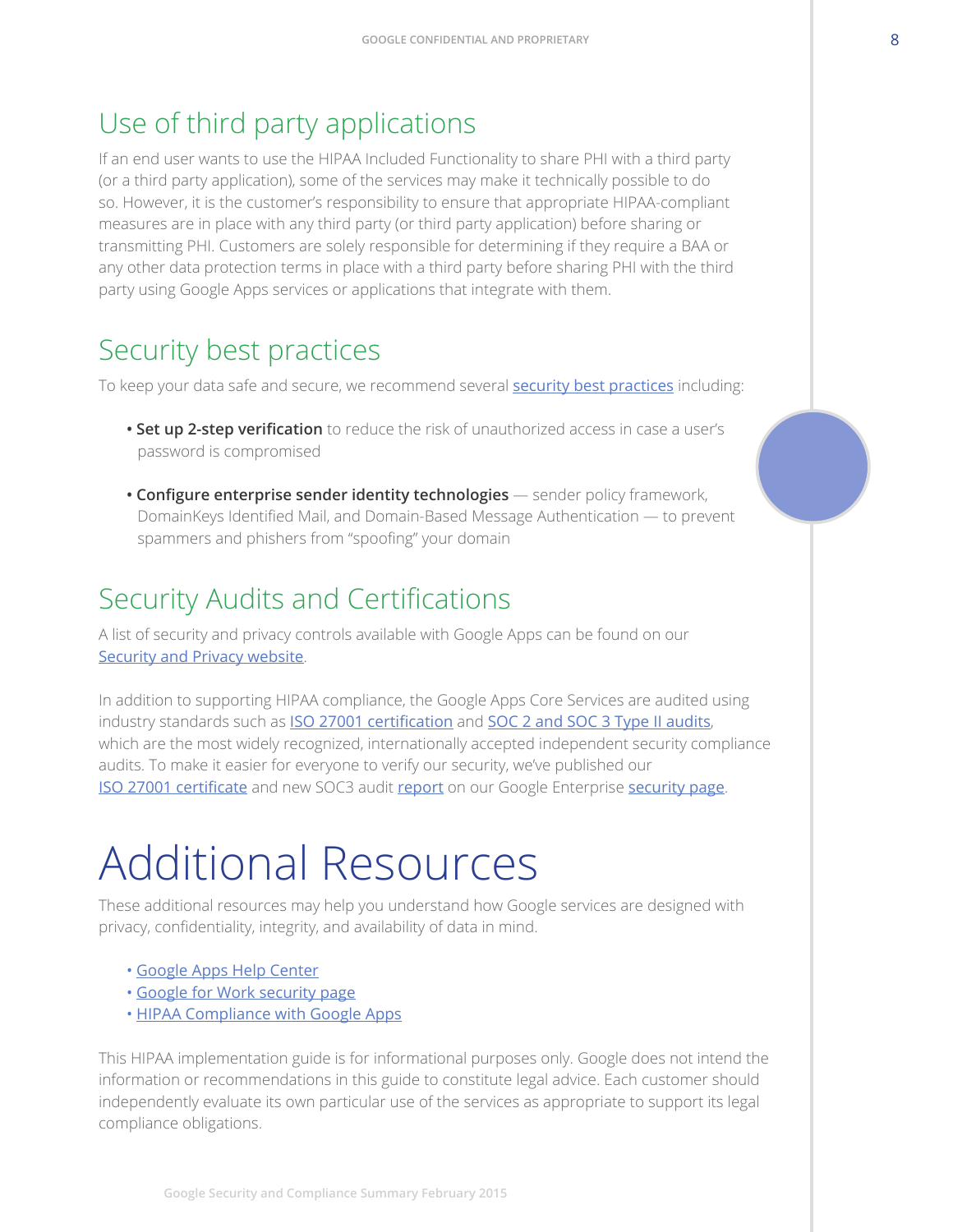## Use of third party applications

If an end user wants to use the HIPAA Included Functionality to share PHI with a third party (or a third party application), some of the services may make it technically possible to do so. However, it is the customer's responsibility to ensure that appropriate HIPAA-compliant measures are in place with any third party (or third party application) before sharing or transmitting PHI. Customers are solely responsible for determining if they require a BAA or any other data protection terms in place with a third party before sharing PHI with the third party using Google Apps services or applications that integrate with them.

## Security best practices

To keep your data safe and secure, we recommend several security best practices including:

- **Set up 2-step verification** to reduce the risk of unauthorized access in case a user's password is compromised
- **Configure enterprise sender identity technologies** — sender policy framework, DomainKeys Identified Mail, and Domain-Based Message Authentication — to prevent spammers and phishers from "spoofing" your domain

## Security Audits and Certifications

A list of security and privacy controls available with Google Apps can be found on our Security and Privacy website.

In addition to supporting HIPAA compliance, the Google Apps Core Services are audited using industry standards such as ISO 27001 certification and SOC 2 and SOC 3 Type II audits, which are the most widely recognized, internationally accepted independent security compliance audits. To make it easier for everyone to verify our security, we've published our ISO 27001 certificate and new SOC3 audit report on our Google Enterprise security page.

# Additional Resources

These additional resources may help you understand how Google services are designed with privacy, confidentiality, integrity, and availability of data in mind.

- Google Apps Help Center
- Google for Work security page
- HIPAA Compliance with Google Apps

This HIPAA implementation guide is for informational purposes only. Google does not intend the information or recommendations in this guide to constitute legal advice. Each customer should independently evaluate its own particular use of the services as appropriate to support its legal compliance obligations.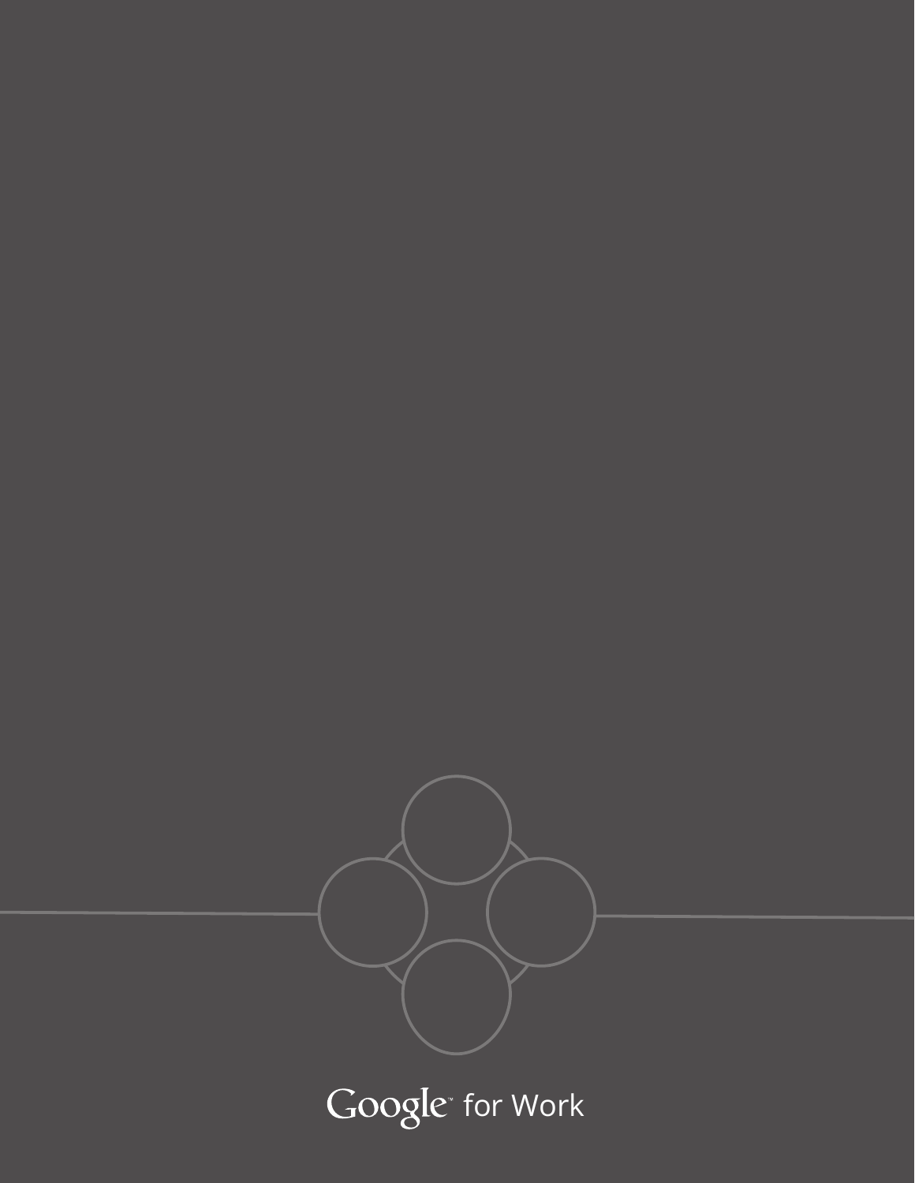Google™ for Work